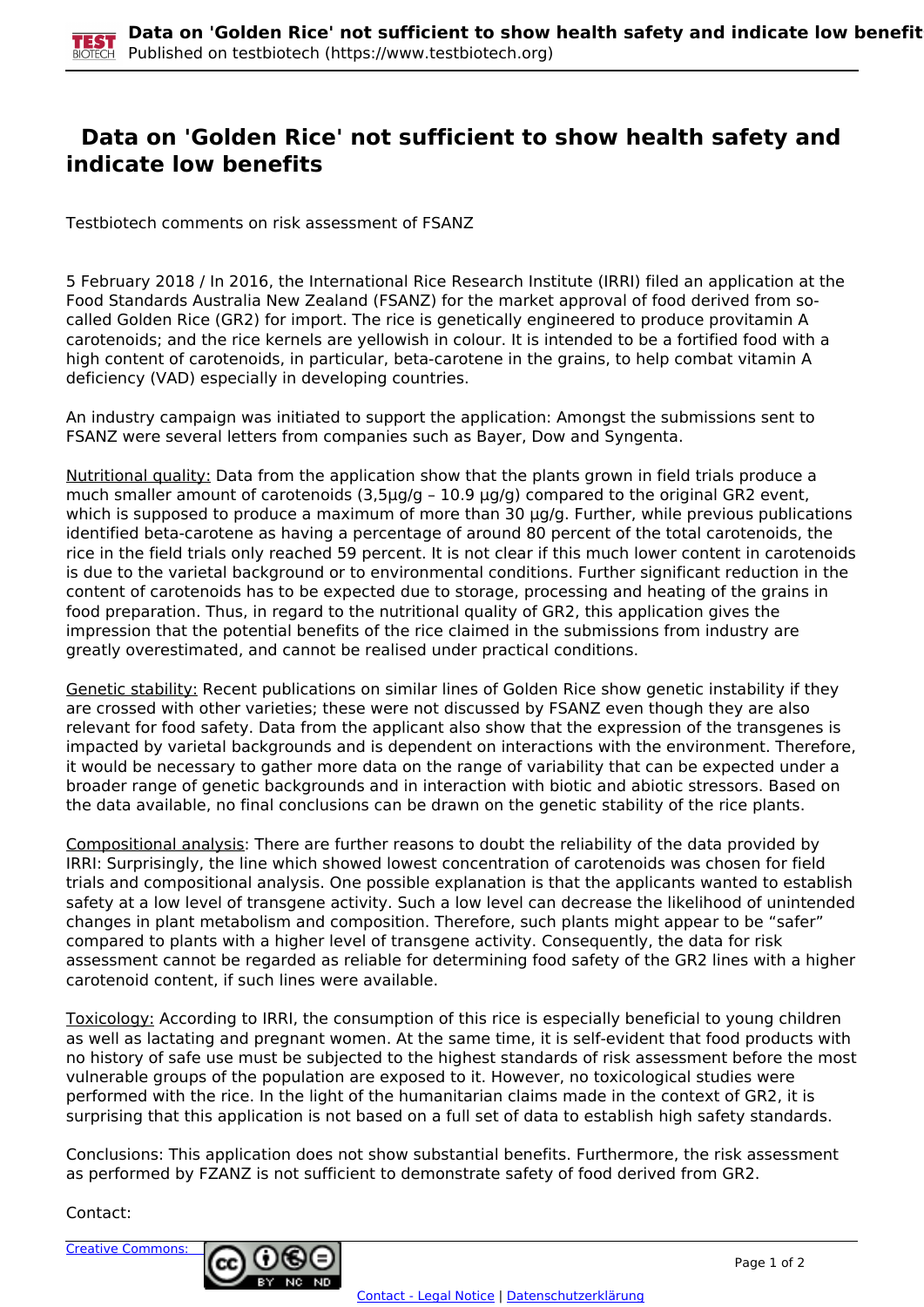# Data on 'Golden Rice' not sufficient to show health safety and indicate low benefits

Testbiotech comments on risk assessment of FSANZ

5 February 2018 / In 2016, the International Rice Research Institute (IRRI) filed an application at the Food Standards Australia New Zealand (FSANZ) for the market approval of food derived from so-called Golden Rice (GR2) for import. The rice is genetically engineered to produce provitamin A carotenoids; and the rice kernels are yellowish in colour. It is intended to be a fortified food with a high content of carotenoids, in particular, beta-carotene in the grains, to help combat vitamin A deficiency (VAD) especially in developing countries.

An industry campaign was initiated to support the application: Amongst the submissions sent to FSANZ were several letters from companies such as Bayer, Dow and Syngenta.

Nutritional quality: Data from the application show that the plants grown in field trials produce a much smaller amount of carotenoids (3,5µg/g – 10.9 µg/g) compared to the original GR2 event, which is supposed to produce a maximum of more than 30 µg/g. Further, while previous publications identified beta-carotene as having a percentage of around 80 percent of the total carotenoids, the rice in the field trials only reached 59 percent. It is not clear if this much lower content in carotenoids is due to the varietal background or to environmental conditions. Further significant reduction in the content of carotenoids has to be expected due to storage, processing and heating of the grains in food preparation. Thus, in regard to the nutritional quality of GR2, this application gives the impression that the potential benefits of the rice claimed in the submissions from industry are greatly overestimated, and cannot be realised under practical conditions.

Genetic stability: Recent publications on similar lines of Golden Rice show genetic instability if they are crossed with other varieties; these were not discussed by FSANZ even though they are also relevant for food safety. Data from the applicant also show that the expression of the transgenes is impacted by varietal backgrounds and is dependent on interactions with the environment. Therefore, it would be necessary to gather more data on the range of variability that can be expected under a broader range of genetic backgrounds and in interaction with biotic and abiotic stressors. Based on the data available, no final conclusions can be drawn on the genetic stability of the rice plants.

Compositional analysis: There are further reasons to doubt the reliability of the data provided by IRRI: Surprisingly, the line which showed lowest concentration of carotenoids was chosen for field trials and compositional analysis. One possible explanation is that the applicants wanted to establish safety at a low level of transgene activity. Such a low level can decrease the likelihood of unintended changes in plant metabolism and composition. Therefore, such plants might appear to be “safer” compared to plants with a higher level of transgene activity. Consequently, the data for risk assessment cannot be regarded as reliable for determining food safety of the GR2 lines with a higher carotenoid content, if such lines were available.

Toxicology: According to IRRI, the consumption of this rice is especially beneficial to young children as well as lactating and pregnant women. At the same time, it is self-evident that food products with no history of safe use must be subjected to the highest standards of risk assessment before the most vulnerable groups of the population are exposed to it. However, no toxicological studies were performed with the rice. In the light of the humanitarian claims made in the context of GR2, it is surprising that this application is not based on a full set of data to establish high safety standards.

Conclusions: This application does not show substantial benefits. Furthermore, the risk assessment as performed by FZANZ is not sufficient to demonstrate safety of food derived from GR2.

Contact: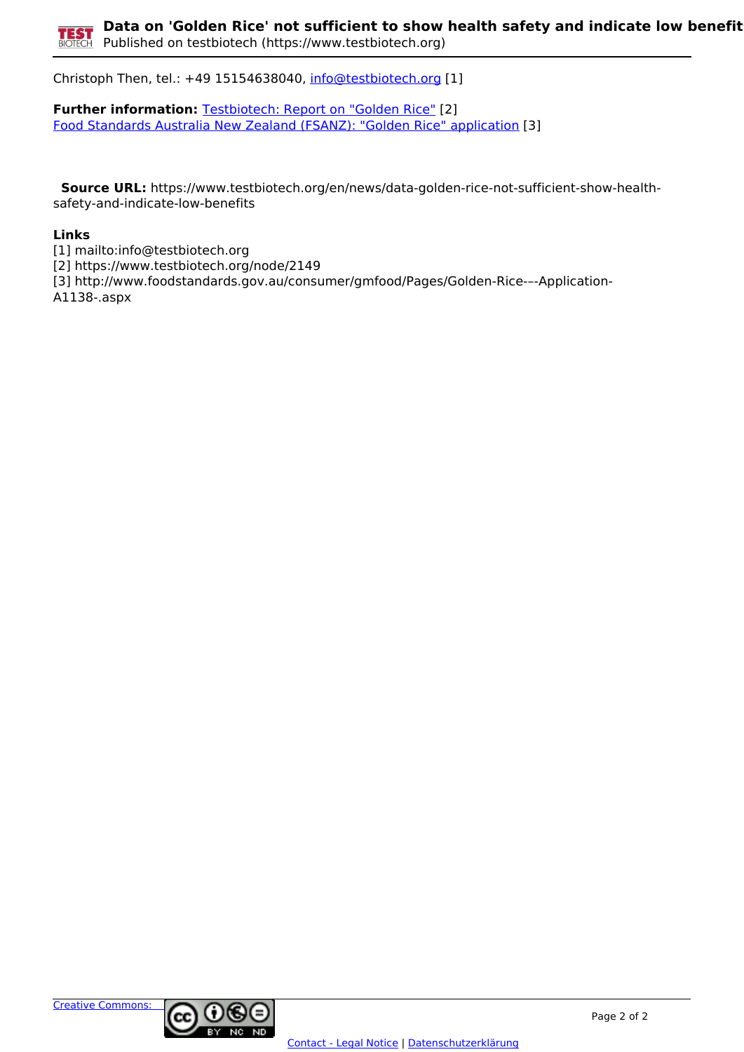Christoph Then, tel.: +49 15154638040, info@testbiotech.org [1]

**Further information:** Testbiotech: Report on "Golden Rice" [2]
Food Standards Australia New Zealand (FSANZ): "Golden Rice" application [3]

**Source URL:** https://www.testbiotech.org/en/news/data-golden-rice-not-sufficient-show-health-safety-and-indicate-low-benefits

**Links**
[1] mailto:info@testbiotech.org
[2] https://www.testbiotech.org/node/2149
[3] http://www.foodstandards.gov.au/consumer/gmfood/Pages/Golden-Rice---Application-A1138-.aspx